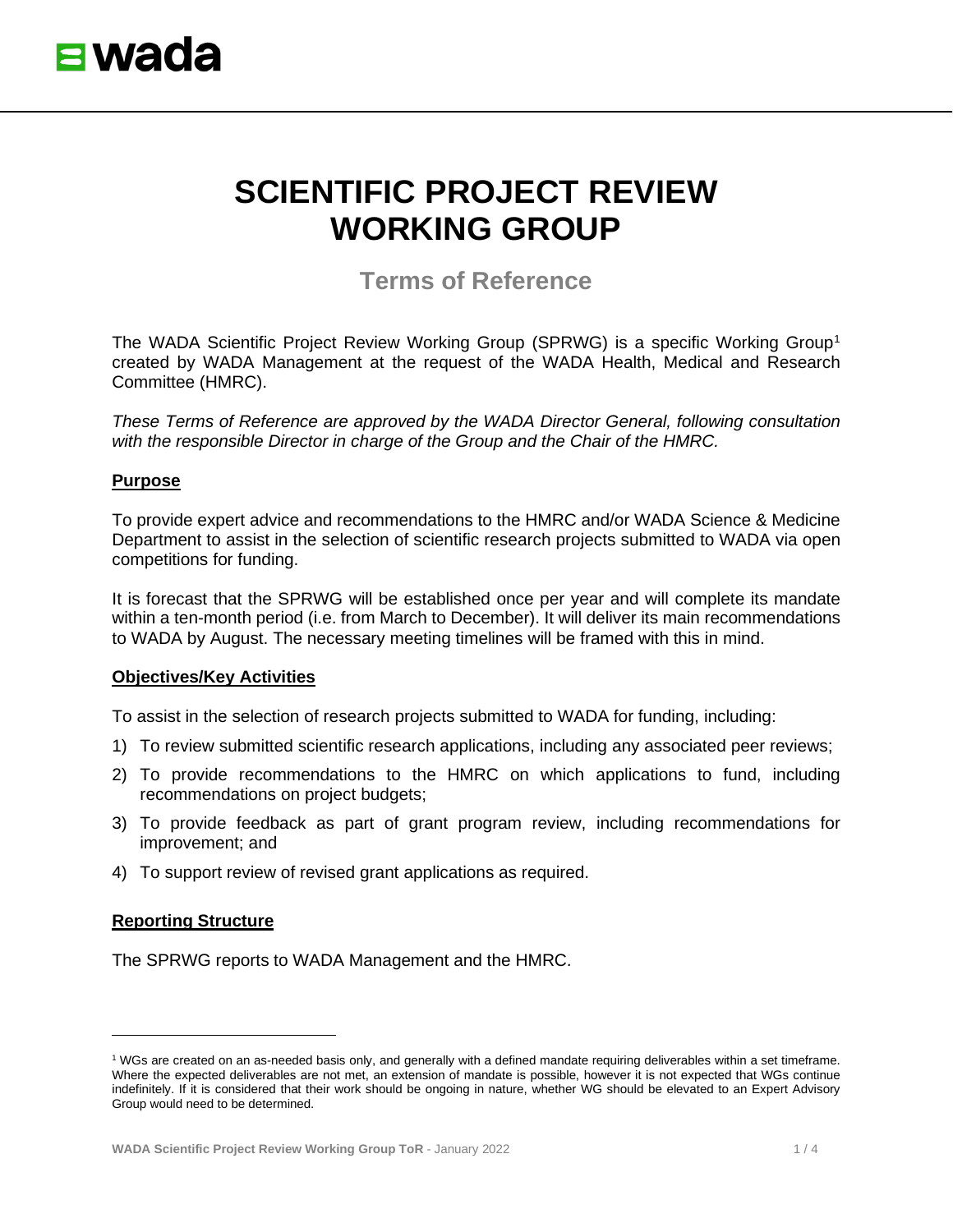# SCIENTIFIC PROJECT REVIEW WORKING GROUP

## Terms of Reference

The WADA Scientific Project Review Working Group (SPRWG) is a specific Working Group[1] created by WADA Management at the request of the WADA Health, Medical and Research Committee (HMRC).

*These Terms of Reference are approved by the WADA Director General, following consultation with the responsible Director in charge of the Group and the Chair of the HMRC.*

### Purpose

To provide expert advice and recommendations to the HMRC and/or WADA Science & Medicine Department to assist in the selection of scientific research projects submitted to WADA via open competitions for funding.

It is forecast that the SPRWG will be established once per year and will complete its mandate within a ten-month period (i.e. from March to December). It will deliver its main recommendations to WADA by August. The necessary meeting timelines will be framed with this in mind.

### Objectives/Key Activities

To assist in the selection of research projects submitted to WADA for funding, including:

1) To review submitted scientific research applications, including any associated peer reviews;
2) To provide recommendations to the HMRC on which applications to fund, including recommendations on project budgets;
3) To provide feedback as part of grant program review, including recommendations for improvement; and
4) To support review of revised grant applications as required.

### Reporting Structure

The SPRWG reports to WADA Management and the HMRC.

[1] WGs are created on an as-needed basis only, and generally with a defined mandate requiring deliverables within a set timeframe. Where the expected deliverables are not met, an extension of mandate is possible, however it is not expected that WGs continue indefinitely. If it is considered that their work should be ongoing in nature, whether WG should be elevated to an Expert Advisory Group would need to be determined.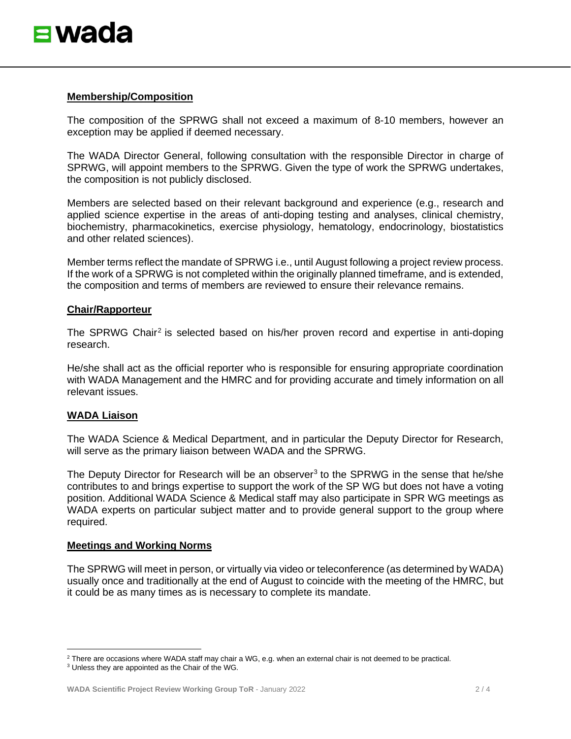## Membership/Composition

The composition of the SPRWG shall not exceed a maximum of 8-10 members, however an exception may be applied if deemed necessary.

The WADA Director General, following consultation with the responsible Director in charge of SPRWG, will appoint members to the SPRWG. Given the type of work the SPRWG undertakes, the composition is not publicly disclosed.

Members are selected based on their relevant background and experience (e.g., research and applied science expertise in the areas of anti-doping testing and analyses, clinical chemistry, biochemistry, pharmacokinetics, exercise physiology, hematology, endocrinology, biostatistics and other related sciences).

Member terms reflect the mandate of SPRWG i.e., until August following a project review process. If the work of a SPRWG is not completed within the originally planned timeframe, and is extended, the composition and terms of members are reviewed to ensure their relevance remains.

## Chair/Rapporteur

The SPRWG Chair[2] is selected based on his/her proven record and expertise in anti-doping research.

He/she shall act as the official reporter who is responsible for ensuring appropriate coordination with WADA Management and the HMRC and for providing accurate and timely information on all relevant issues.

## WADA Liaison

The WADA Science & Medical Department, and in particular the Deputy Director for Research, will serve as the primary liaison between WADA and the SPRWG.

The Deputy Director for Research will be an observer[3] to the SPRWG in the sense that he/she contributes to and brings expertise to support the work of the SP WG but does not have a voting position. Additional WADA Science & Medical staff may also participate in SPR WG meetings as WADA experts on particular subject matter and to provide general support to the group where required.

## Meetings and Working Norms

The SPRWG will meet in person, or virtually via video or teleconference (as determined by WADA) usually once and traditionally at the end of August to coincide with the meeting of the HMRC, but it could be as many times as is necessary to complete its mandate.

---

[2] There are occasions where WADA staff may chair a WG, e.g. when an external chair is not deemed to be practical.

[3] Unless they are appointed as the Chair of the WG.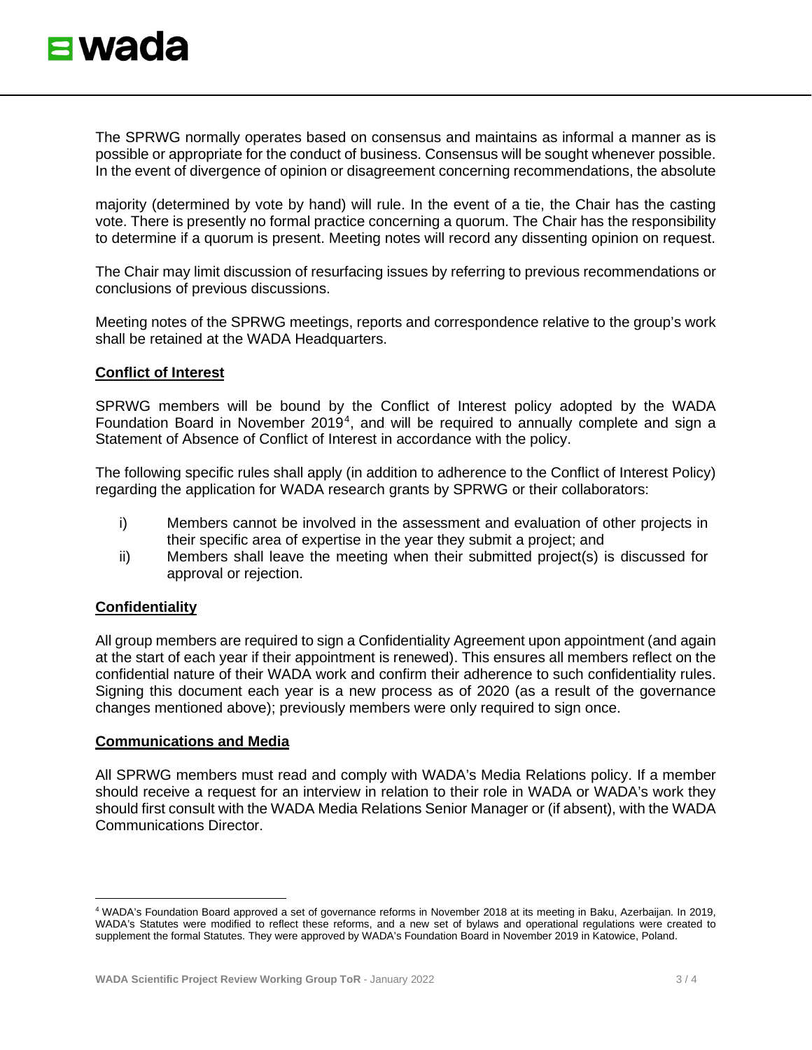The SPRWG normally operates based on consensus and maintains as informal a manner as is possible or appropriate for the conduct of business. Consensus will be sought whenever possible. In the event of divergence of opinion or disagreement concerning recommendations, the absolute majority (determined by vote by hand) will rule. In the event of a tie, the Chair has the casting vote. There is presently no formal practice concerning a quorum. The Chair has the responsibility to determine if a quorum is present. Meeting notes will record any dissenting opinion on request.

The Chair may limit discussion of resurfacing issues by referring to previous recommendations or conclusions of previous discussions.

Meeting notes of the SPRWG meetings, reports and correspondence relative to the group's work shall be retained at the WADA Headquarters.

## Conflict of Interest

SPRWG members will be bound by the Conflict of Interest policy adopted by the WADA Foundation Board in November 2019[4], and will be required to annually complete and sign a Statement of Absence of Conflict of Interest in accordance with the policy.

The following specific rules shall apply (in addition to adherence to the Conflict of Interest Policy) regarding the application for WADA research grants by SPRWG or their collaborators:

i) Members cannot be involved in the assessment and evaluation of other projects in their specific area of expertise in the year they submit a project; and
ii) Members shall leave the meeting when their submitted project(s) is discussed for approval or rejection.

## Confidentiality

All group members are required to sign a Confidentiality Agreement upon appointment (and again at the start of each year if their appointment is renewed). This ensures all members reflect on the confidential nature of their WADA work and confirm their adherence to such confidentiality rules. Signing this document each year is a new process as of 2020 (as a result of the governance changes mentioned above); previously members were only required to sign once.

## Communications and Media

All SPRWG members must read and comply with WADA's Media Relations policy. If a member should receive a request for an interview in relation to their role in WADA or WADA's work they should first consult with the WADA Media Relations Senior Manager or (if absent), with the WADA Communications Director.

---

[4] WADA's Foundation Board approved a set of governance reforms in November 2018 at its meeting in Baku, Azerbaijan. In 2019, WADA's Statutes were modified to reflect these reforms, and a new set of bylaws and operational regulations were created to supplement the formal Statutes. They were approved by WADA's Foundation Board in November 2019 in Katowice, Poland.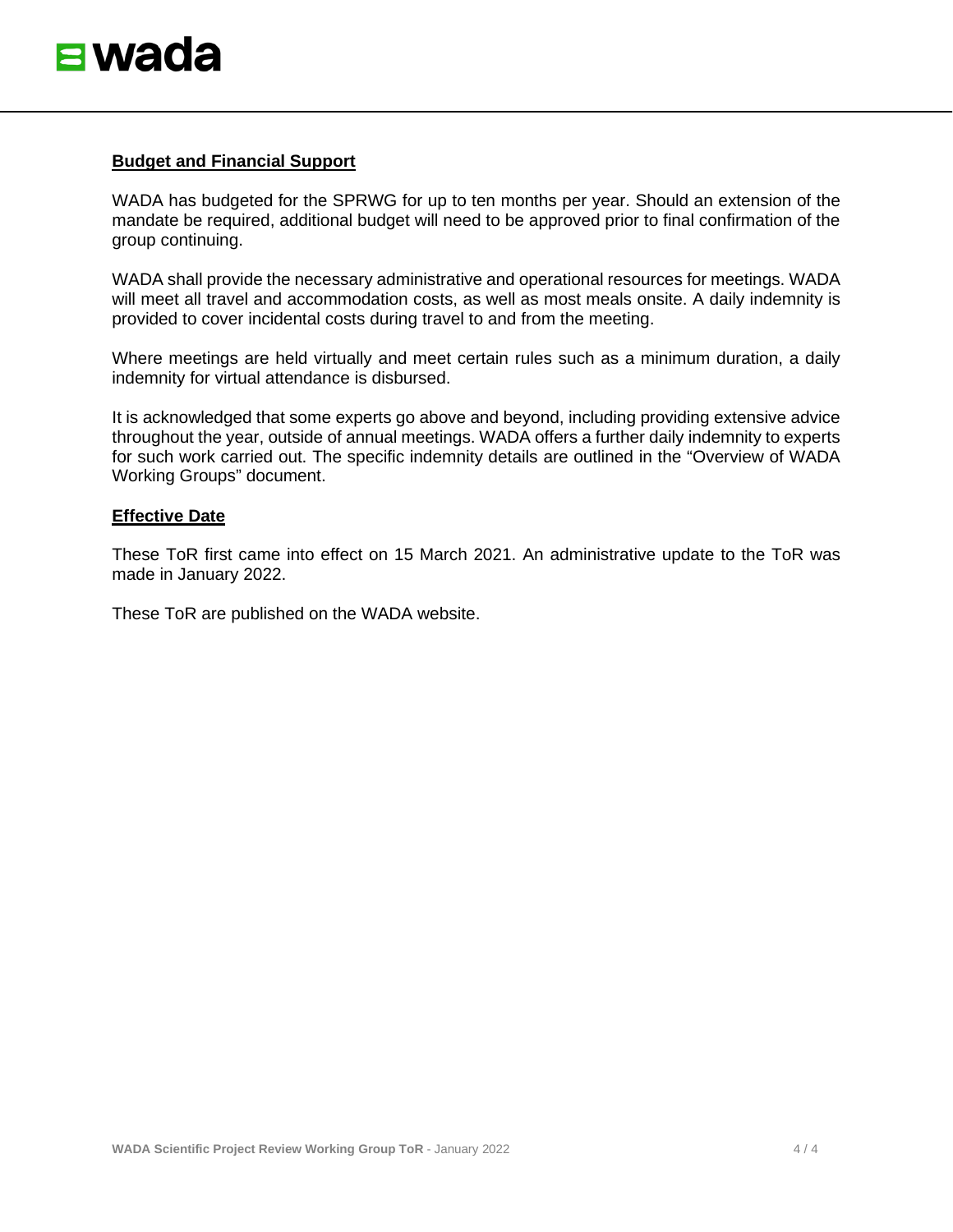## Budget and Financial Support

WADA has budgeted for the SPRWG for up to ten months per year. Should an extension of the mandate be required, additional budget will need to be approved prior to final confirmation of the group continuing.

WADA shall provide the necessary administrative and operational resources for meetings. WADA will meet all travel and accommodation costs, as well as most meals onsite. A daily indemnity is provided to cover incidental costs during travel to and from the meeting.

Where meetings are held virtually and meet certain rules such as a minimum duration, a daily indemnity for virtual attendance is disbursed.

It is acknowledged that some experts go above and beyond, including providing extensive advice throughout the year, outside of annual meetings. WADA offers a further daily indemnity to experts for such work carried out. The specific indemnity details are outlined in the "Overview of WADA Working Groups" document.

## Effective Date

These ToR first came into effect on 15 March 2021. An administrative update to the ToR was made in January 2022.

These ToR are published on the WADA website.